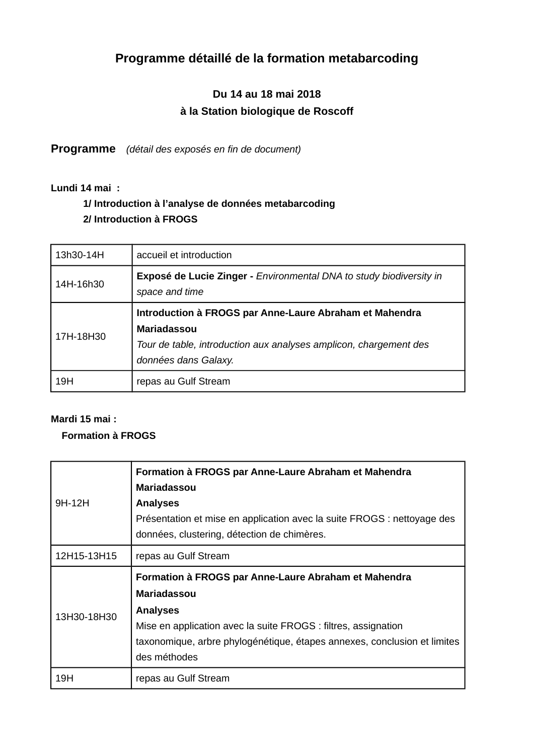# Programme détaillé de la formation metabarcoding

**Du 14 au 18 mai 2018**

**à la Station biologique de Roscoff**

## Programme *(détail des exposés en fin de document)*

**Lundi 14 mai :**

**1/ Introduction à l'analyse de données metabarcoding**

**2/ Introduction à FROGS**

| | |
|---|---|
| 13h30-14H | accueil et introduction |
| 14H-16h30 | **Exposé de Lucie Zinger -** *Environmental DNA to study biodiversity in space and time* |
| 17H-18H30 | **Introduction à FROGS par Anne-Laure Abraham et Mahendra Mariadassou** *Tour de table, introduction aux analyses amplicon, chargement des données dans Galaxy.* |
| 19H | repas au Gulf Stream |

**Mardi 15 mai :**

**Formation à FROGS**

| | |
|---|---|
| 9H-12H | **Formation à FROGS par Anne-Laure Abraham et Mahendra Mariadassou** **Analyses** Présentation et mise en application avec la suite FROGS : nettoyage des données, clustering, détection de chimères. |
| 12H15-13H15 | repas au Gulf Stream |
| 13H30-18H30 | **Formation à FROGS par Anne-Laure Abraham et Mahendra Mariadassou** **Analyses** Mise en application avec la suite FROGS : filtres, assignation taxonomique, arbre phylogénétique, étapes annexes, conclusion et limites des méthodes |
| 19H | repas au Gulf Stream |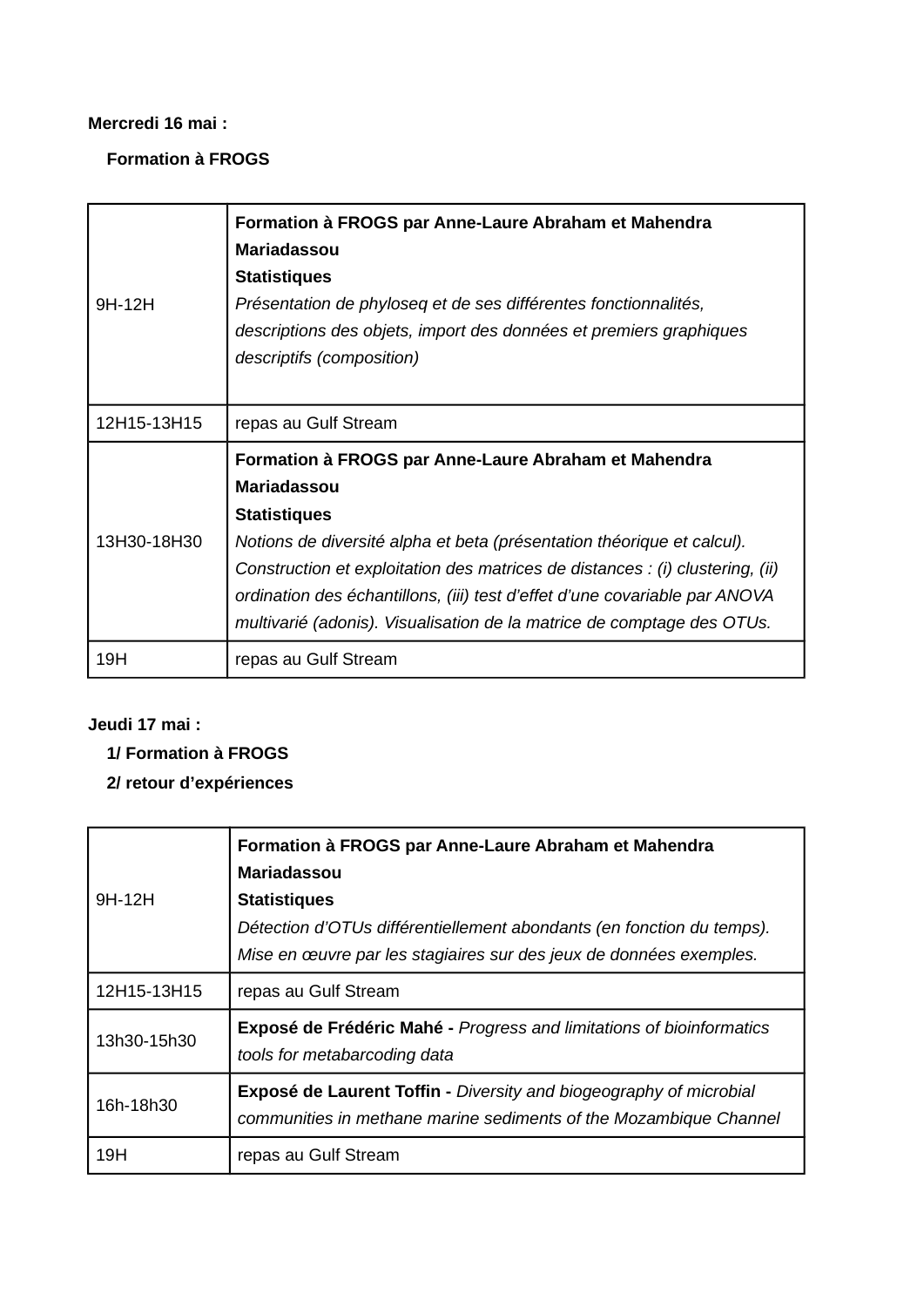**Mercredi 16 mai :**

**Formation à FROGS**

| | |
|---|---|
| 9H-12H | **Formation à FROGS par Anne-Laure Abraham et Mahendra Mariadassou**<br>**Statistiques**<br>*Présentation de phyloseq et de ses différentes fonctionnalités, descriptions des objets, import des données et premiers graphiques descriptifs (composition)* |
| 12H15-13H15 | repas au Gulf Stream |
| 13H30-18H30 | **Formation à FROGS par Anne-Laure Abraham et Mahendra Mariadassou**<br>**Statistiques**<br>*Notions de diversité alpha et beta (présentation théorique et calcul). Construction et exploitation des matrices de distances : (i) clustering, (ii) ordination des échantillons, (iii) test d'effet d'une covariable par ANOVA multivarié (adonis). Visualisation de la matrice de comptage des OTUs.* |
| 19H | repas au Gulf Stream |

**Jeudi 17 mai :**

**1/ Formation à FROGS**

**2/ retour d'expériences**

| | |
|---|---|
| 9H-12H | **Formation à FROGS par Anne-Laure Abraham et Mahendra Mariadassou**<br>**Statistiques**<br>*Détection d'OTUs différentiellement abondants (en fonction du temps). Mise en œuvre par les stagiaires sur des jeux de données exemples.* |
| 12H15-13H15 | repas au Gulf Stream |
| 13h30-15h30 | **Exposé de Frédéric Mahé -** *Progress and limitations of bioinformatics tools for metabarcoding data* |
| 16h-18h30 | **Exposé de Laurent Toffin -** *Diversity and biogeography of microbial communities in methane marine sediments of the Mozambique Channel* |
| 19H | repas au Gulf Stream |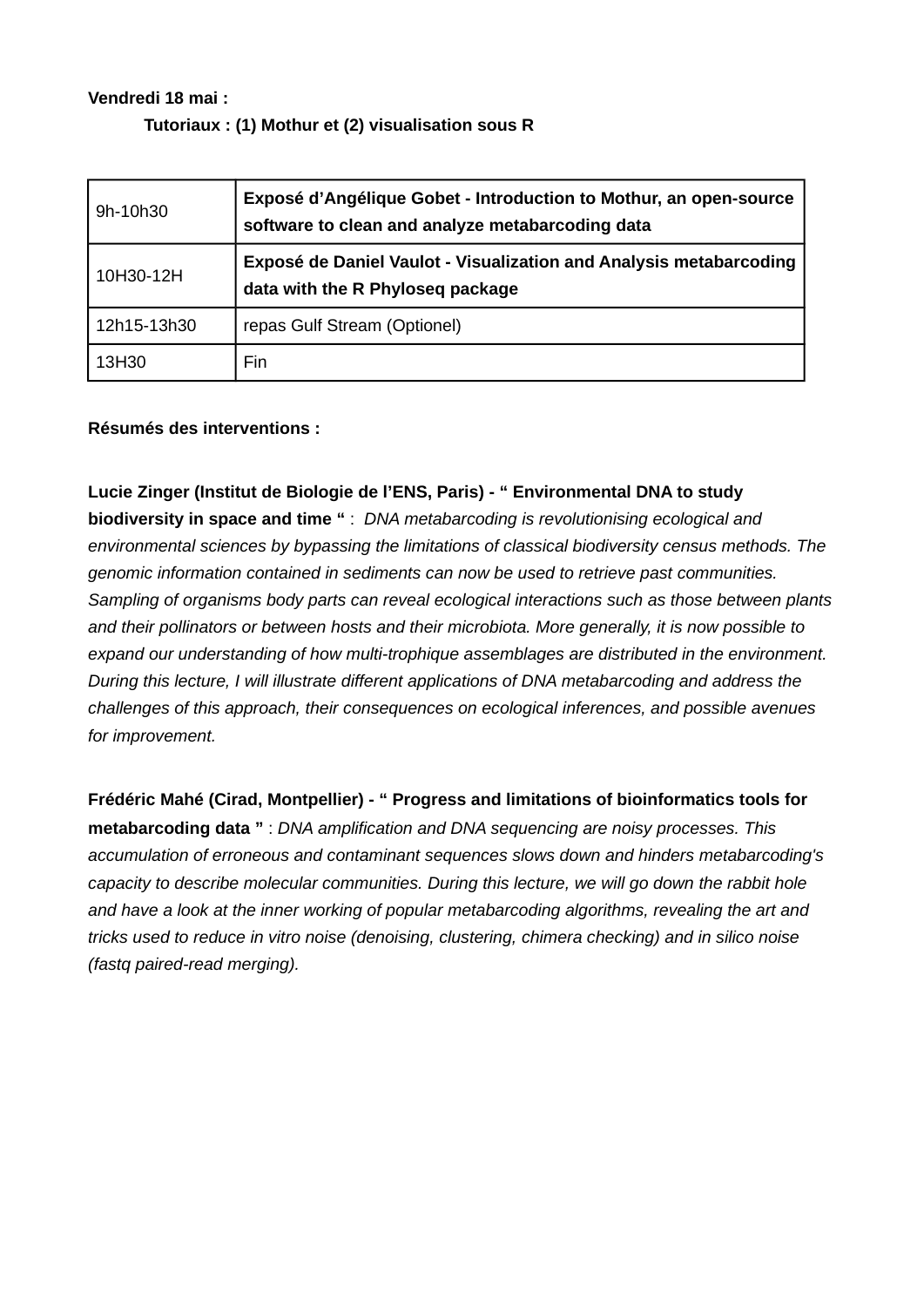**Vendredi 18 mai :**

**Tutoriaux : (1) Mothur et (2) visualisation sous R**

| | |
|---|---|
| 9h-10h30 | **Exposé d'Angélique Gobet - Introduction to Mothur, an open-source software to clean and analyze metabarcoding data** |
| 10H30-12H | **Exposé de Daniel Vaulot - Visualization and Analysis metabarcoding data with the R Phyloseq package** |
| 12h15-13h30 | repas Gulf Stream (Optionel) |
| 13H30 | Fin |

**Résumés des interventions :**

**Lucie Zinger (Institut de Biologie de l'ENS, Paris) - " Environmental DNA to study biodiversity in space and time "** : *DNA metabarcoding is revolutionising ecological and environmental sciences by bypassing the limitations of classical biodiversity census methods. The genomic information contained in sediments can now be used to retrieve past communities. Sampling of organisms body parts can reveal ecological interactions such as those between plants and their pollinators or between hosts and their microbiota. More generally, it is now possible to expand our understanding of how multi-trophique assemblages are distributed in the environment. During this lecture, I will illustrate different applications of DNA metabarcoding and address the challenges of this approach, their consequences on ecological inferences, and possible avenues for improvement.*

**Frédéric Mahé (Cirad, Montpellier) - " Progress and limitations of bioinformatics tools for metabarcoding data "** : *DNA amplification and DNA sequencing are noisy processes. This accumulation of erroneous and contaminant sequences slows down and hinders metabarcoding's capacity to describe molecular communities. During this lecture, we will go down the rabbit hole and have a look at the inner working of popular metabarcoding algorithms, revealing the art and tricks used to reduce in vitro noise (denoising, clustering, chimera checking) and in silico noise (fastq paired-read merging).*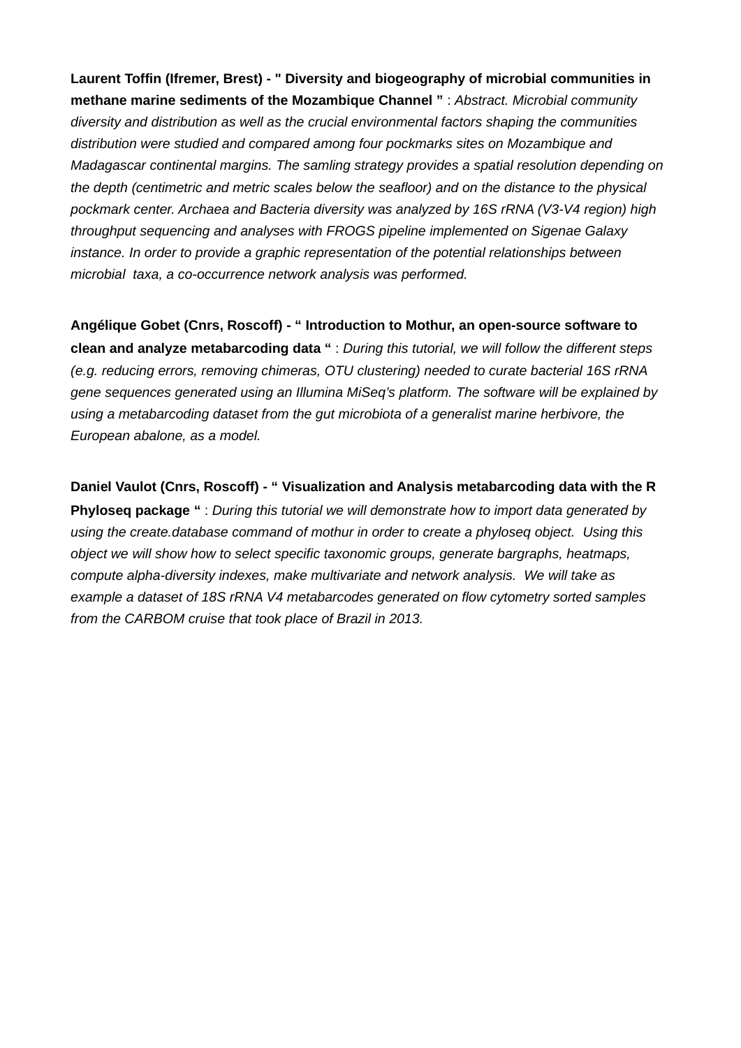**Laurent Toffin (Ifremer, Brest) - " Diversity and biogeography of microbial communities in methane marine sediments of the Mozambique Channel "** : *Abstract. Microbial community diversity and distribution as well as the crucial environmental factors shaping the communities distribution were studied and compared among four pockmarks sites on Mozambique and Madagascar continental margins. The samling strategy provides a spatial resolution depending on the depth (centimetric and metric scales below the seafloor) and on the distance to the physical pockmark center. Archaea and Bacteria diversity was analyzed by 16S rRNA (V3-V4 region) high throughput sequencing and analyses with FROGS pipeline implemented on Sigenae Galaxy instance. In order to provide a graphic representation of the potential relationships between microbial taxa, a co-occurrence network analysis was performed.*

**Angélique Gobet (Cnrs, Roscoff) - " Introduction to Mothur, an open-source software to clean and analyze metabarcoding data "** : *During this tutorial, we will follow the different steps (e.g. reducing errors, removing chimeras, OTU clustering) needed to curate bacterial 16S rRNA gene sequences generated using an Illumina MiSeq's platform. The software will be explained by using a metabarcoding dataset from the gut microbiota of a generalist marine herbivore, the European abalone, as a model.*

**Daniel Vaulot (Cnrs, Roscoff) - " Visualization and Analysis metabarcoding data with the R Phyloseq package "** : *During this tutorial we will demonstrate how to import data generated by using the create.database command of mothur in order to create a phyloseq object. Using this object we will show how to select specific taxonomic groups, generate bargraphs, heatmaps, compute alpha-diversity indexes, make multivariate and network analysis. We will take as example a dataset of 18S rRNA V4 metabarcodes generated on flow cytometry sorted samples from the CARBOM cruise that took place of Brazil in 2013.*